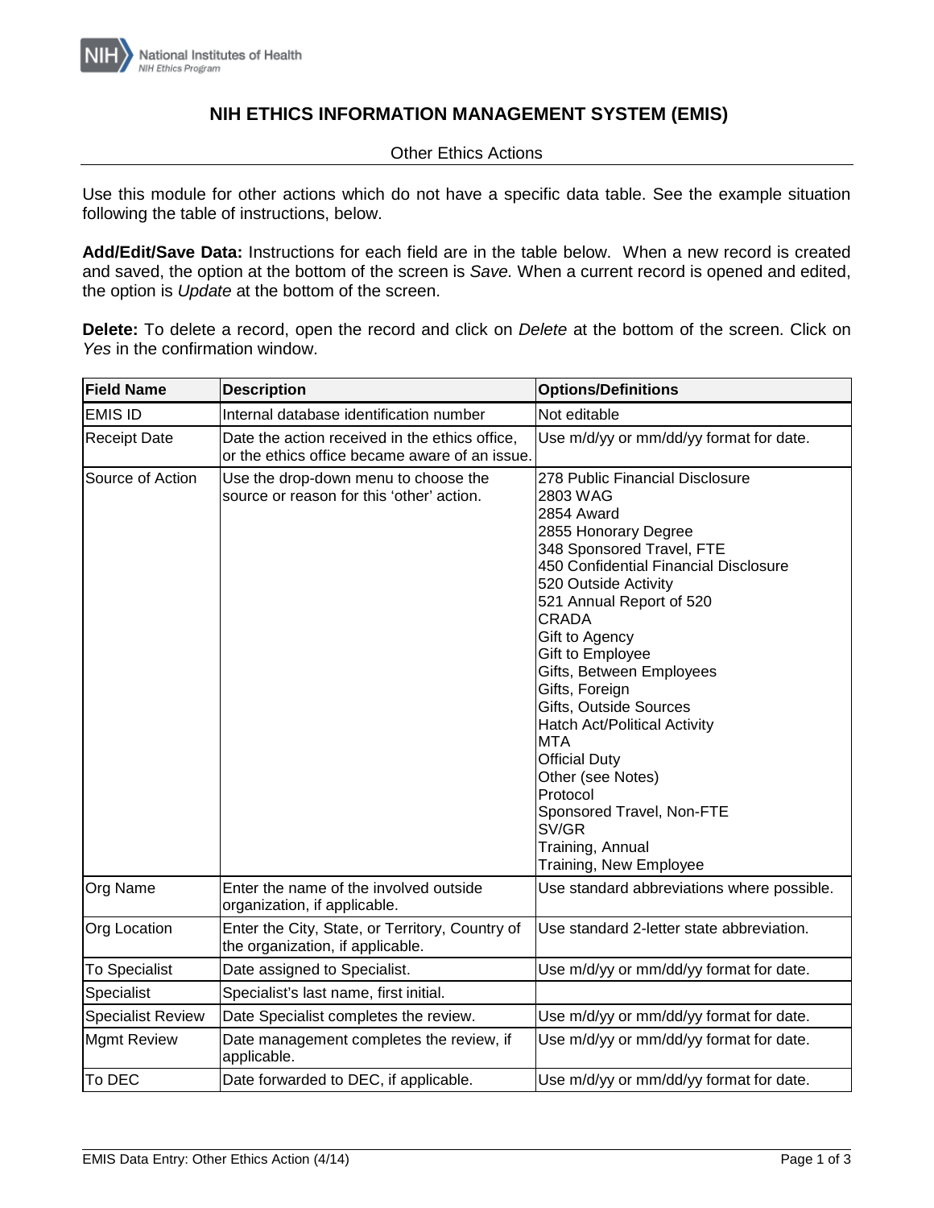# NIH ETHICS INFORMATION MANAGEMENT SYSTEM (EMIS)

Other Ethics Actions

Use this module for other actions which do not have a specific data table. See the example situation following the table of instructions, below.

**Add/Edit/Save Data:** Instructions for each field are in the table below. When a new record is created and saved, the option at the bottom of the screen is *Save.* When a current record is opened and edited, the option is *Update* at the bottom of the screen.

**Delete:** To delete a record, open the record and click on *Delete* at the bottom of the screen. Click on *Yes* in the confirmation window.

| Field Name | Description | Options/Definitions |
|---|---|---|
| EMIS ID | Internal database identification number | Not editable |
| Receipt Date | Date the action received in the ethics office, or the ethics office became aware of an issue. | Use m/d/yy or mm/dd/yy format for date. |
| Source of Action | Use the drop-down menu to choose the source or reason for this 'other' action. | 278 Public Financial Disclosure<br>2803 WAG<br>2854 Award<br>2855 Honorary Degree<br>348 Sponsored Travel, FTE<br>450 Confidential Financial Disclosure<br>520 Outside Activity<br>521 Annual Report of 520<br>CRADA<br>Gift to Agency<br>Gift to Employee<br>Gifts, Between Employees<br>Gifts, Foreign<br>Gifts, Outside Sources<br>Hatch Act/Political Activity<br>MTA<br>Official Duty<br>Other (see Notes)<br>Protocol<br>Sponsored Travel, Non-FTE<br>SV/GR<br>Training, Annual<br>Training, New Employee |
| Org Name | Enter the name of the involved outside organization, if applicable. | Use standard abbreviations where possible. |
| Org Location | Enter the City, State, or Territory, Country of the organization, if applicable. | Use standard 2-letter state abbreviation. |
| To Specialist | Date assigned to Specialist. | Use m/d/yy or mm/dd/yy format for date. |
| Specialist | Specialist's last name, first initial. | |
| Specialist Review | Date Specialist completes the review. | Use m/d/yy or mm/dd/yy format for date. |
| Mgmt Review | Date management completes the review, if applicable. | Use m/d/yy or mm/dd/yy format for date. |
| To DEC | Date forwarded to DEC, if applicable. | Use m/d/yy or mm/dd/yy format for date. |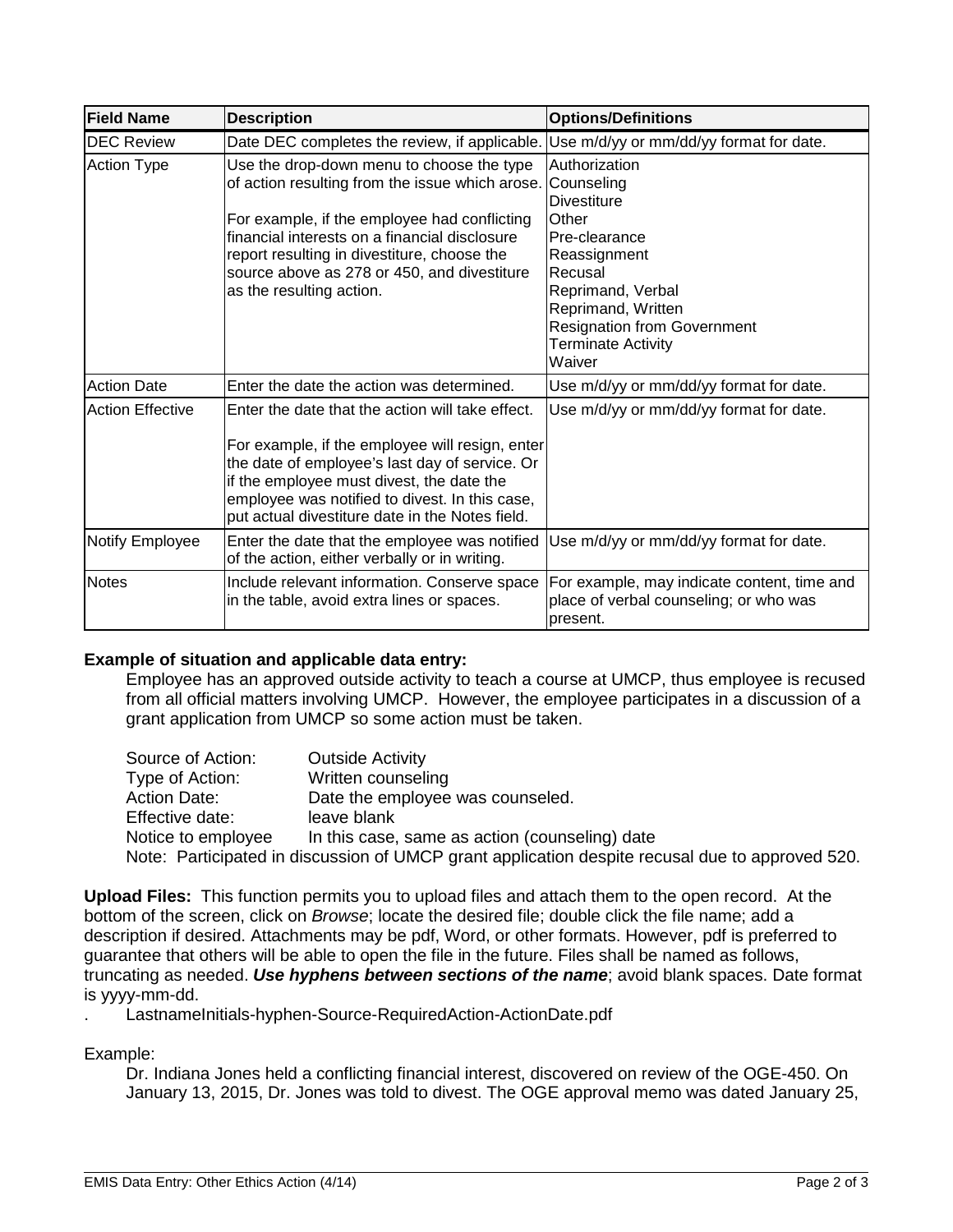| Field Name | Description | Options/Definitions |
|---|---|---|
| DEC Review | Date DEC completes the review, if applicable. | Use m/d/yy or mm/dd/yy format for date. |
| Action Type | Use the drop-down menu to choose the type of action resulting from the issue which arose.<br><br>For example, if the employee had conflicting financial interests on a financial disclosure report resulting in divestiture, choose the source above as 278 or 450, and divestiture as the resulting action. | Authorization<br>Counseling<br>Divestiture<br>Other<br>Pre-clearance<br>Reassignment<br>Recusal<br>Reprimand, Verbal<br>Reprimand, Written<br>Resignation from Government<br>Terminate Activity<br>Waiver |
| Action Date | Enter the date the action was determined. | Use m/d/yy or mm/dd/yy format for date. |
| Action Effective | Enter the date that the action will take effect.<br><br>For example, if the employee will resign, enter the date of employee's last day of service. Or if the employee must divest, the date the employee was notified to divest. In this case, put actual divestiture date in the Notes field. | Use m/d/yy or mm/dd/yy format for date. |
| Notify Employee | Enter the date that the employee was notified of the action, either verbally or in writing. | Use m/d/yy or mm/dd/yy format for date. |
| Notes | Include relevant information. Conserve space in the table, avoid extra lines or spaces. | For example, may indicate content, time and place of verbal counseling; or who was present. |

**Example of situation and applicable data entry:**

Employee has an approved outside activity to teach a course at UMCP, thus employee is recused from all official matters involving UMCP. However, the employee participates in a discussion of a grant application from UMCP so some action must be taken.

Source of Action: Outside Activity
Type of Action: Written counseling
Action Date: Date the employee was counseled.
Effective date: leave blank
Notice to employee In this case, same as action (counseling) date
Note: Participated in discussion of UMCP grant application despite recusal due to approved 520.

**Upload Files:** This function permits you to upload files and attach them to the open record. At the bottom of the screen, click on *Browse*; locate the desired file; double click the file name; add a description if desired. Attachments may be pdf, Word, or other formats. However, pdf is preferred to guarantee that others will be able to open the file in the future. Files shall be named as follows, truncating as needed. ***Use hyphens between sections of the name***; avoid blank spaces. Date format is yyyy-mm-dd.

. LastnameInitials-hyphen-Source-RequiredAction-ActionDate.pdf

Example:

Dr. Indiana Jones held a conflicting financial interest, discovered on review of the OGE-450. On January 13, 2015, Dr. Jones was told to divest. The OGE approval memo was dated January 25,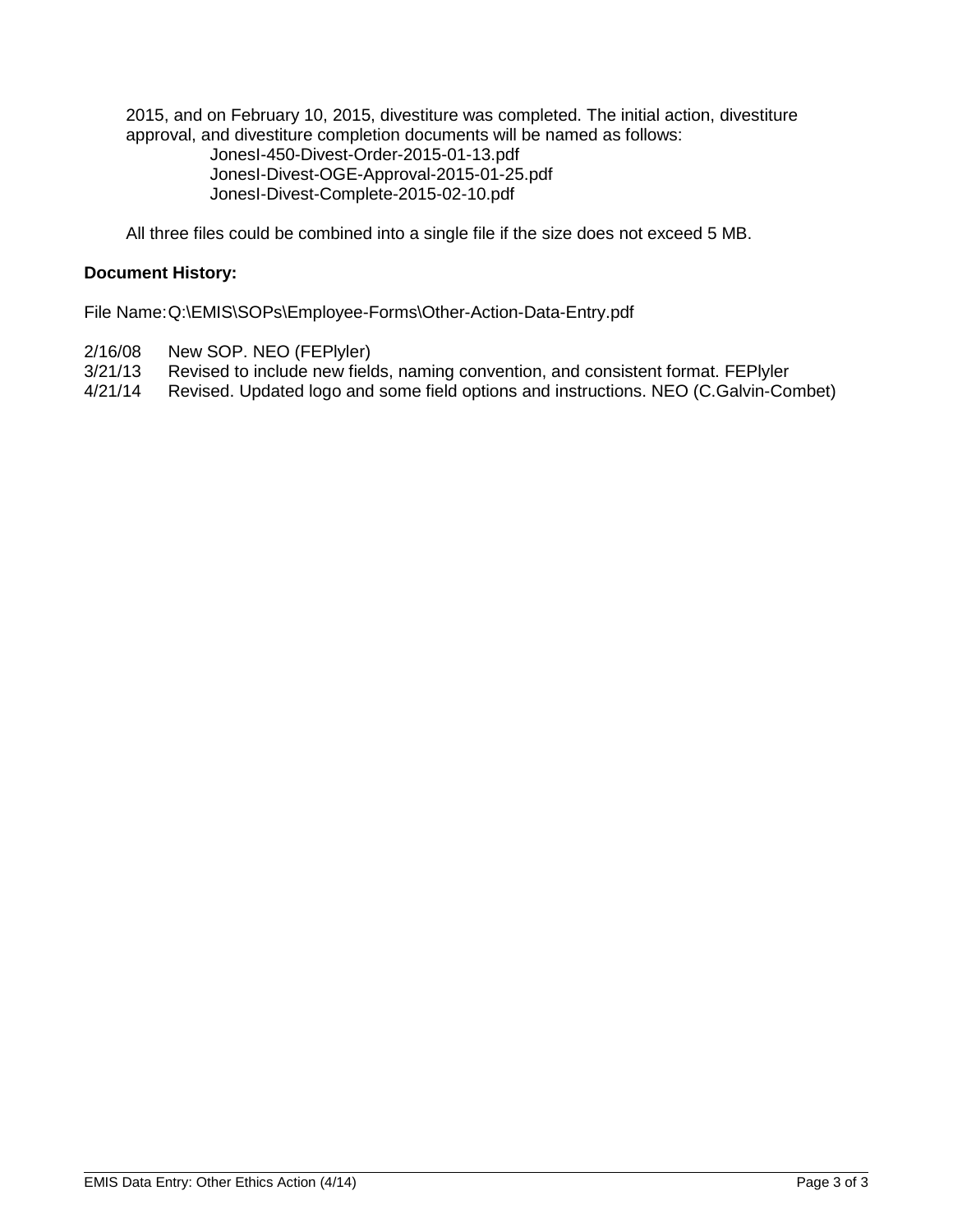2015, and on February 10, 2015, divestiture was completed. The initial action, divestiture approval, and divestiture completion documents will be named as follows:

JonesI-450-Divest-Order-2015-01-13.pdf
JonesI-Divest-OGE-Approval-2015-01-25.pdf
JonesI-Divest-Complete-2015-02-10.pdf

All three files could be combined into a single file if the size does not exceed 5 MB.

**Document History:**

File Name: Q:\EMIS\SOPs\Employee-Forms\Other-Action-Data-Entry.pdf

2/16/08 New SOP. NEO (FEPlyler)
3/21/13 Revised to include new fields, naming convention, and consistent format. FEPlyler
4/21/14 Revised. Updated logo and some field options and instructions. NEO (C.Galvin-Combet)